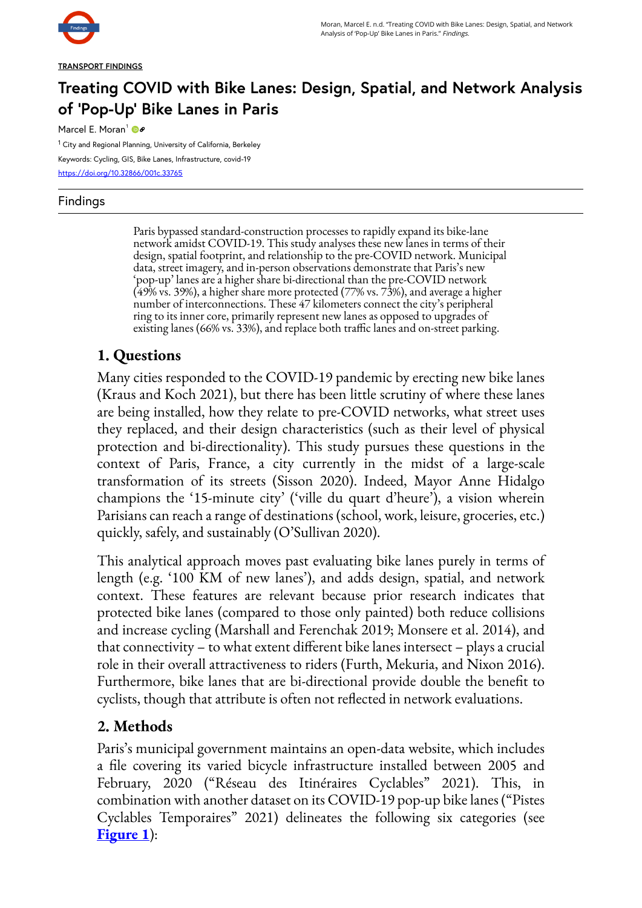TRANSPORT FINDINGS

# Treating COVID with Bike Lanes: Design, Spatial, and Network Analysis of 'Pop-Up' Bike Lanes in Paris

Marcel E. Moran[1]

[1] City and Regional Planning, University of California, Berkeley

Keywords: Cycling, GIS, Bike Lanes, Infrastructure, covid-19

https://doi.org/10.32866/001c.33765

## Findings

Paris bypassed standard-construction processes to rapidly expand its bike-lane network amidst COVID-19. This study analyses these new lanes in terms of their design, spatial footprint, and relationship to the pre-COVID network. Municipal data, street imagery, and in-person observations demonstrate that Paris's new 'pop-up' lanes are a higher share bi-directional than the pre-COVID network (49% vs. 39%), a higher share more protected (77% vs. 73%), and average a higher number of interconnections. These 47 kilometers connect the city's peripheral ring to its inner core, primarily represent new lanes as opposed to upgrades of existing lanes (66% vs. 33%), and replace both traffic lanes and on-street parking.

## 1. Questions

Many cities responded to the COVID-19 pandemic by erecting new bike lanes (Kraus and Koch 2021), but there has been little scrutiny of where these lanes are being installed, how they relate to pre-COVID networks, what street uses they replaced, and their design characteristics (such as their level of physical protection and bi-directionality). This study pursues these questions in the context of Paris, France, a city currently in the midst of a large-scale transformation of its streets (Sisson 2020). Indeed, Mayor Anne Hidalgo champions the '15-minute city' ('ville du quart d'heure'), a vision wherein Parisians can reach a range of destinations (school, work, leisure, groceries, etc.) quickly, safely, and sustainably (O'Sullivan 2020).

This analytical approach moves past evaluating bike lanes purely in terms of length (e.g. '100 KM of new lanes'), and adds design, spatial, and network context. These features are relevant because prior research indicates that protected bike lanes (compared to those only painted) both reduce collisions and increase cycling (Marshall and Ferenchak 2019; Monsere et al. 2014), and that connectivity – to what extent different bike lanes intersect – plays a crucial role in their overall attractiveness to riders (Furth, Mekuria, and Nixon 2016). Furthermore, bike lanes that are bi-directional provide double the benefit to cyclists, though that attribute is often not reflected in network evaluations.

## 2. Methods

Paris's municipal government maintains an open-data website, which includes a file covering its varied bicycle infrastructure installed between 2005 and February, 2020 ("Réseau des Itinéraires Cyclables" 2021). This, in combination with another dataset on its COVID-19 pop-up bike lanes ("Pistes Cyclables Temporaires" 2021) delineates the following six categories (see **Figure 1**):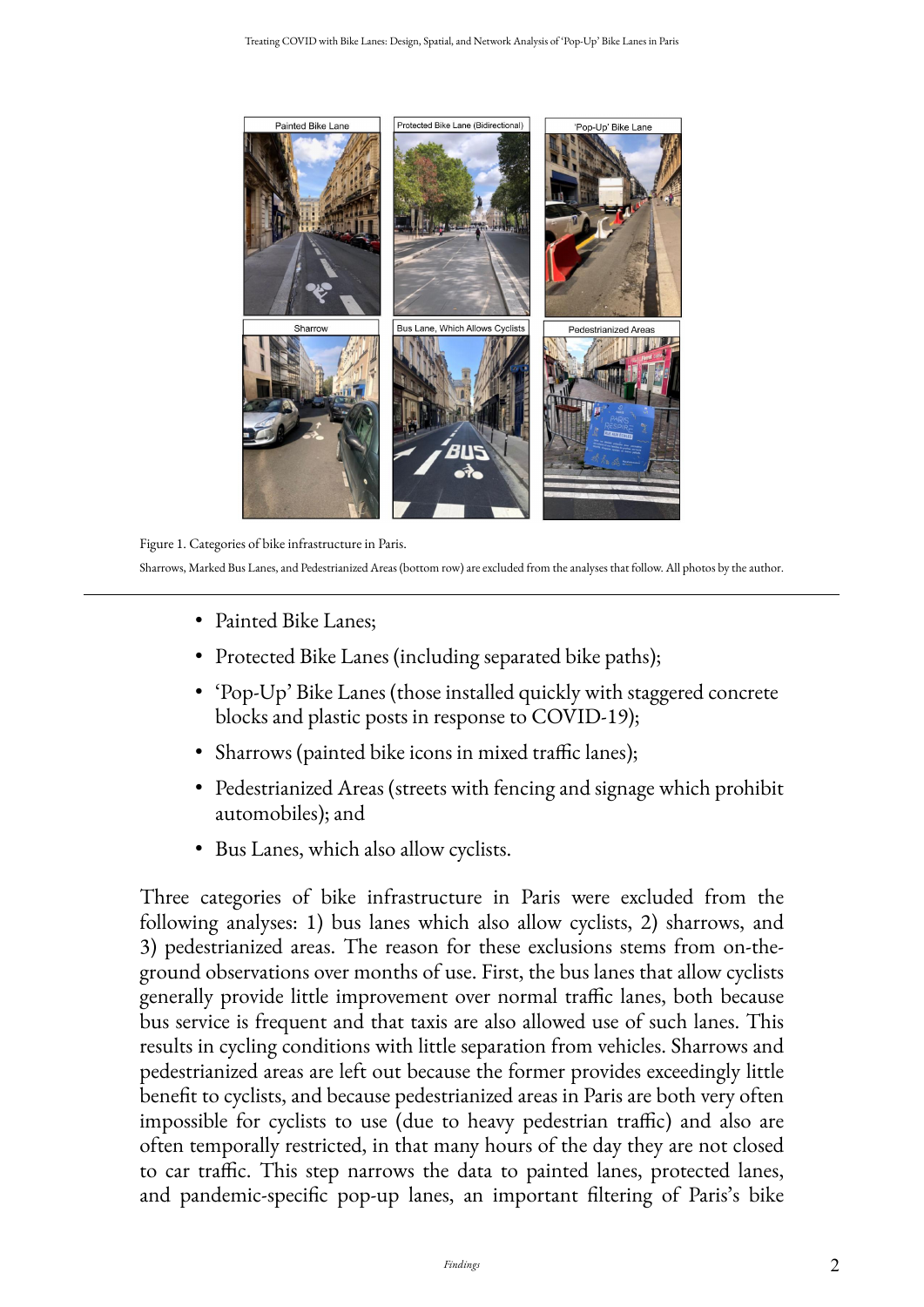Figure 1. Categories of bike infrastructure in Paris.

Sharrows, Marked Bus Lanes, and Pedestrianized Areas (bottom row) are excluded from the analyses that follow. All photos by the author.

- Painted Bike Lanes;
- Protected Bike Lanes (including separated bike paths);
- 'Pop-Up' Bike Lanes (those installed quickly with staggered concrete blocks and plastic posts in response to COVID-19);
- Sharrows (painted bike icons in mixed traffic lanes);
- Pedestrianized Areas (streets with fencing and signage which prohibit automobiles); and
- Bus Lanes, which also allow cyclists.

Three categories of bike infrastructure in Paris were excluded from the following analyses: 1) bus lanes which also allow cyclists, 2) sharrows, and 3) pedestrianized areas. The reason for these exclusions stems from on-the-ground observations over months of use. First, the bus lanes that allow cyclists generally provide little improvement over normal traffic lanes, both because bus service is frequent and that taxis are also allowed use of such lanes. This results in cycling conditions with little separation from vehicles. Sharrows and pedestrianized areas are left out because the former provides exceedingly little benefit to cyclists, and because pedestrianized areas in Paris are both very often impossible for cyclists to use (due to heavy pedestrian traffic) and also are often temporally restricted, in that many hours of the day they are not closed to car traffic. This step narrows the data to painted lanes, protected lanes, and pandemic-specific pop-up lanes, an important filtering of Paris's bike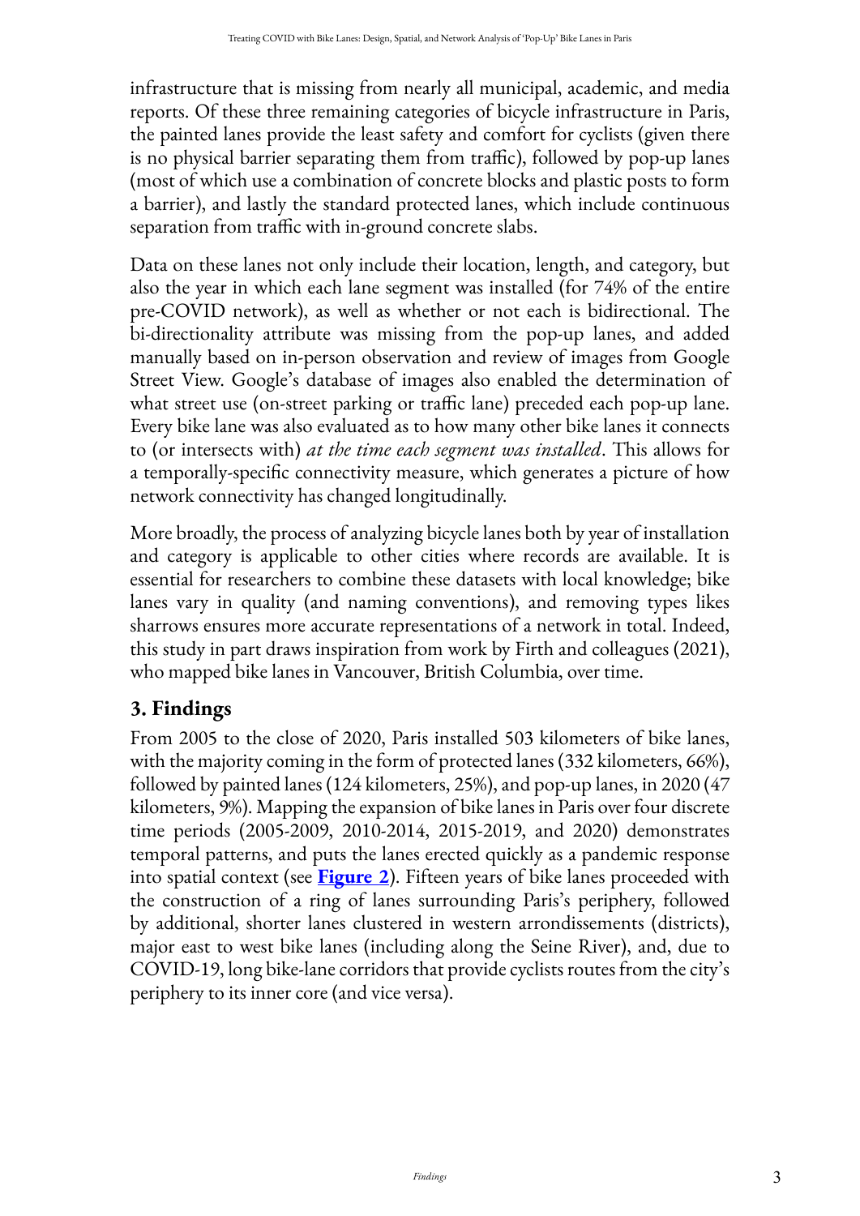infrastructure that is missing from nearly all municipal, academic, and media reports. Of these three remaining categories of bicycle infrastructure in Paris, the painted lanes provide the least safety and comfort for cyclists (given there is no physical barrier separating them from traffic), followed by pop-up lanes (most of which use a combination of concrete blocks and plastic posts to form a barrier), and lastly the standard protected lanes, which include continuous separation from traffic with in-ground concrete slabs.

Data on these lanes not only include their location, length, and category, but also the year in which each lane segment was installed (for 74% of the entire pre-COVID network), as well as whether or not each is bidirectional. The bi-directionality attribute was missing from the pop-up lanes, and added manually based on in-person observation and review of images from Google Street View. Google's database of images also enabled the determination of what street use (on-street parking or traffic lane) preceded each pop-up lane. Every bike lane was also evaluated as to how many other bike lanes it connects to (or intersects with) *at the time each segment was installed*. This allows for a temporally-specific connectivity measure, which generates a picture of how network connectivity has changed longitudinally.

More broadly, the process of analyzing bicycle lanes both by year of installation and category is applicable to other cities where records are available. It is essential for researchers to combine these datasets with local knowledge; bike lanes vary in quality (and naming conventions), and removing types likes sharrows ensures more accurate representations of a network in total. Indeed, this study in part draws inspiration from work by Firth and colleagues (2021), who mapped bike lanes in Vancouver, British Columbia, over time.

## 3. Findings

From 2005 to the close of 2020, Paris installed 503 kilometers of bike lanes, with the majority coming in the form of protected lanes (332 kilometers, 66%), followed by painted lanes (124 kilometers, 25%), and pop-up lanes, in 2020 (47 kilometers, 9%). Mapping the expansion of bike lanes in Paris over four discrete time periods (2005-2009, 2010-2014, 2015-2019, and 2020) demonstrates temporal patterns, and puts the lanes erected quickly as a pandemic response into spatial context (see **Figure 2**). Fifteen years of bike lanes proceeded with the construction of a ring of lanes surrounding Paris's periphery, followed by additional, shorter lanes clustered in western arrondissements (districts), major east to west bike lanes (including along the Seine River), and, due to COVID-19, long bike-lane corridors that provide cyclists routes from the city's periphery to its inner core (and vice versa).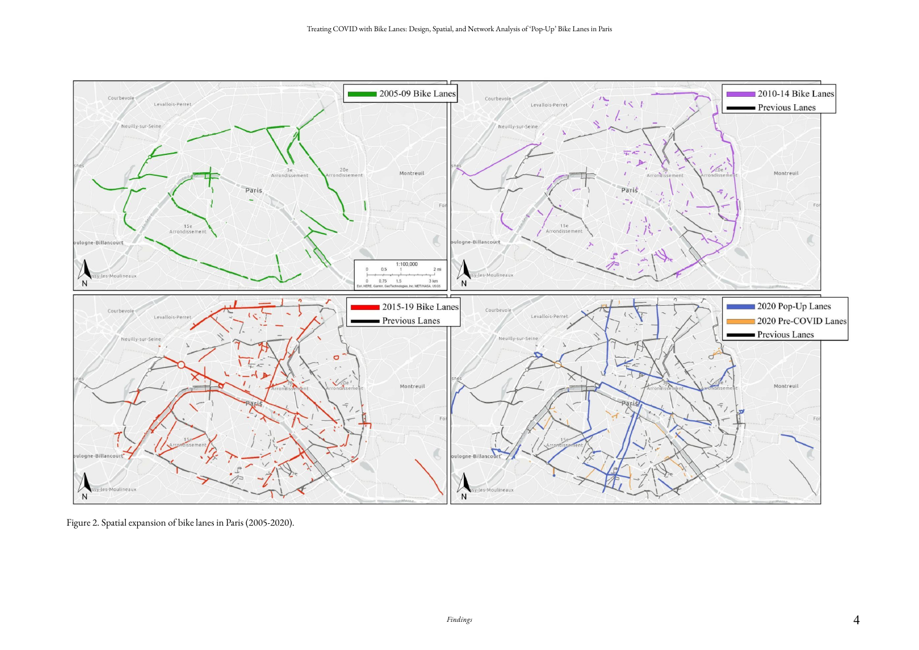Figure 2. Spatial expansion of bike lanes in Paris (2005-2020).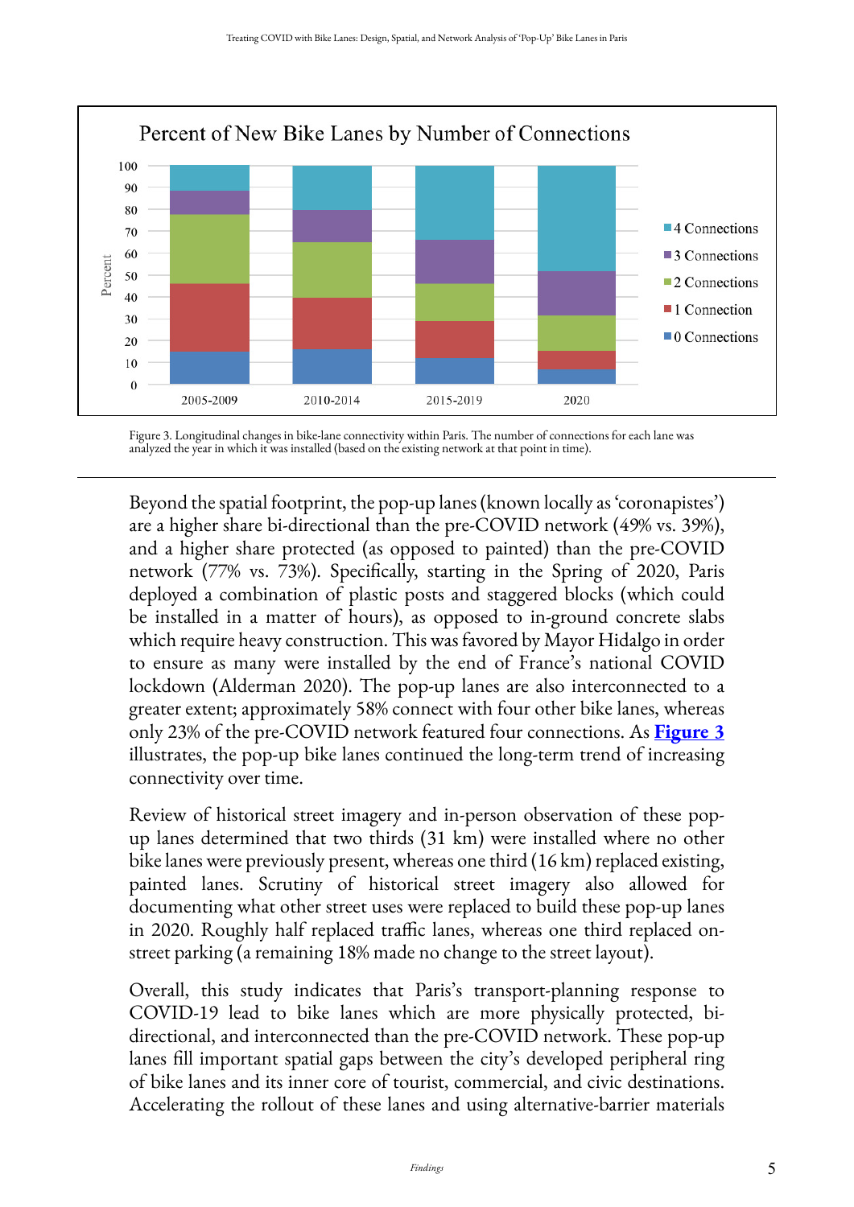Figure 3. Longitudinal changes in bike-lane connectivity within Paris. The number of connections for each lane was analyzed the year in which it was installed (based on the existing network at that point in time).

Beyond the spatial footprint, the pop-up lanes (known locally as 'coronapistes') are a higher share bi-directional than the pre-COVID network (49% vs. 39%), and a higher share protected (as opposed to painted) than the pre-COVID network (77% vs. 73%). Specifically, starting in the Spring of 2020, Paris deployed a combination of plastic posts and staggered blocks (which could be installed in a matter of hours), as opposed to in-ground concrete slabs which require heavy construction. This was favored by Mayor Hidalgo in order to ensure as many were installed by the end of France's national COVID lockdown (Alderman 2020). The pop-up lanes are also interconnected to a greater extent; approximately 58% connect with four other bike lanes, whereas only 23% of the pre-COVID network featured four connections. As **Figure 3** illustrates, the pop-up bike lanes continued the long-term trend of increasing connectivity over time.

Review of historical street imagery and in-person observation of these pop-up lanes determined that two thirds (31 km) were installed where no other bike lanes were previously present, whereas one third (16 km) replaced existing, painted lanes. Scrutiny of historical street imagery also allowed for documenting what other street uses were replaced to build these pop-up lanes in 2020. Roughly half replaced traffic lanes, whereas one third replaced on-street parking (a remaining 18% made no change to the street layout).

Overall, this study indicates that Paris's transport-planning response to COVID-19 lead to bike lanes which are more physically protected, bi-directional, and interconnected than the pre-COVID network. These pop-up lanes fill important spatial gaps between the city's developed peripheral ring of bike lanes and its inner core of tourist, commercial, and civic destinations. Accelerating the rollout of these lanes and using alternative-barrier materials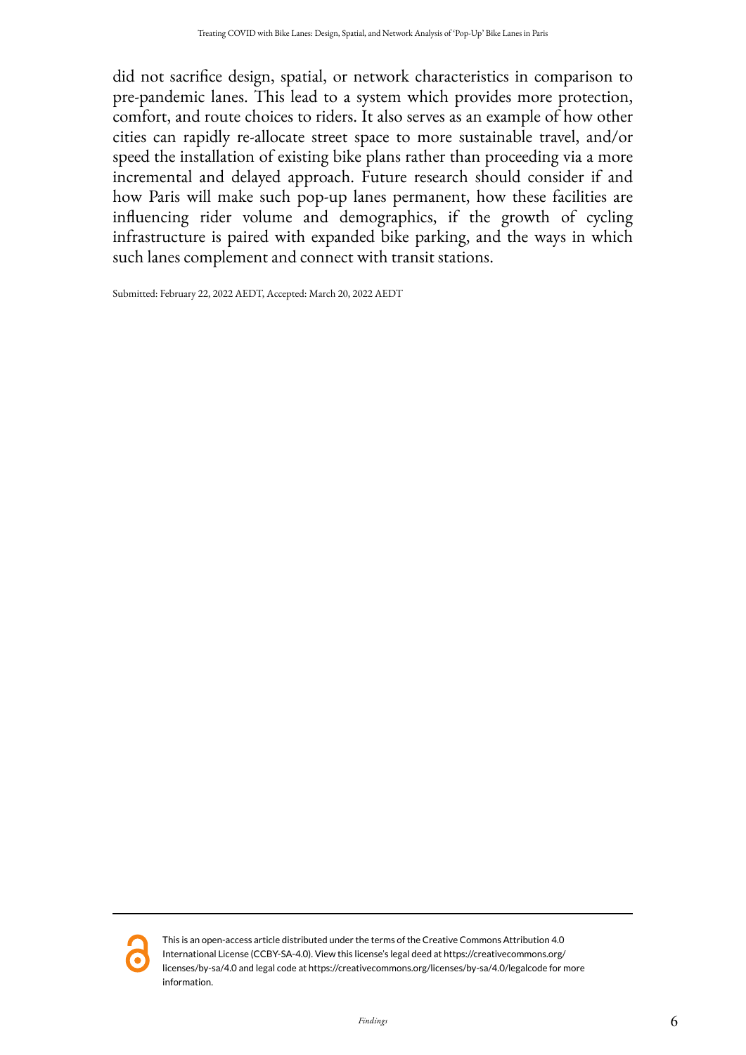did not sacrifice design, spatial, or network characteristics in comparison to pre-pandemic lanes. This lead to a system which provides more protection, comfort, and route choices to riders. It also serves as an example of how other cities can rapidly re-allocate street space to more sustainable travel, and/or speed the installation of existing bike plans rather than proceeding via a more incremental and delayed approach. Future research should consider if and how Paris will make such pop-up lanes permanent, how these facilities are influencing rider volume and demographics, if the growth of cycling infrastructure is paired with expanded bike parking, and the ways in which such lanes complement and connect with transit stations.

Submitted: February 22, 2022 AEDT, Accepted: March 20, 2022 AEDT

---

This is an open-access article distributed under the terms of the Creative Commons Attribution 4.0 International License (CCBY-SA-4.0). View this license's legal deed at https://creativecommons.org/licenses/by-sa/4.0 and legal code at https://creativecommons.org/licenses/by-sa/4.0/legalcode for more information.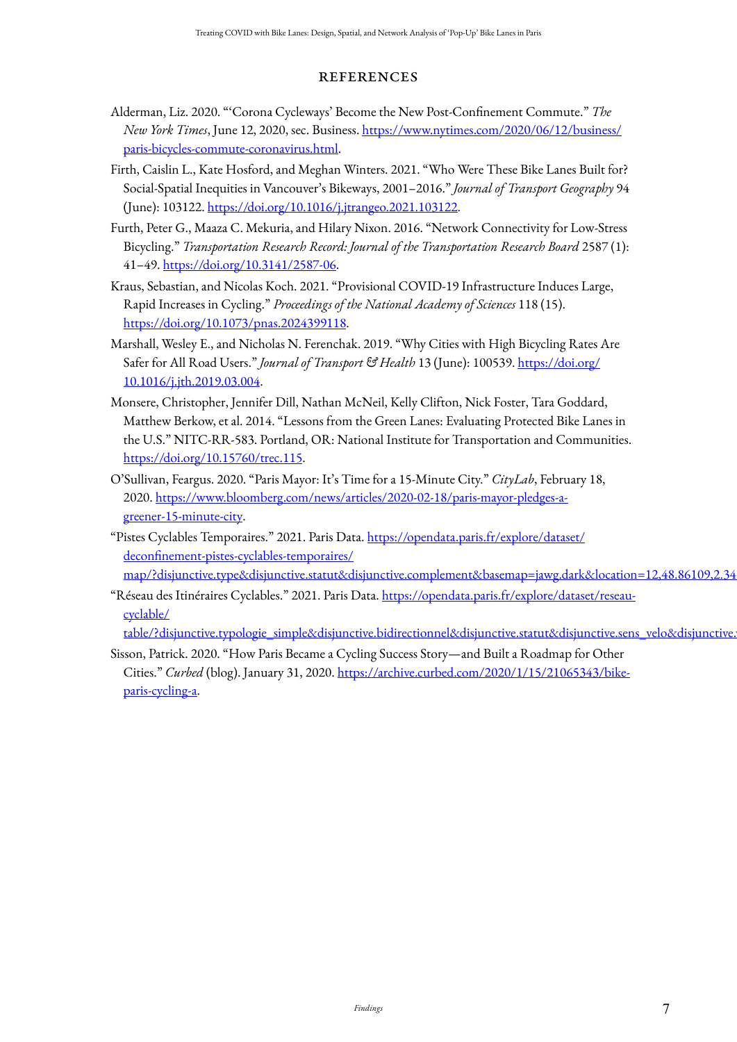## REFERENCES

Alderman, Liz. 2020. "'Corona Cycleways' Become the New Post-Confinement Commute." *The New York Times*, June 12, 2020, sec. Business. https://www.nytimes.com/2020/06/12/business/paris-bicycles-commute-coronavirus.html.

Firth, Caislin L., Kate Hosford, and Meghan Winters. 2021. "Who Were These Bike Lanes Built for? Social-Spatial Inequities in Vancouver's Bikeways, 2001–2016." *Journal of Transport Geography* 94 (June): 103122. https://doi.org/10.1016/j.jtrangeo.2021.103122.

Furth, Peter G., Maaza C. Mekuria, and Hilary Nixon. 2016. "Network Connectivity for Low-Stress Bicycling." *Transportation Research Record: Journal of the Transportation Research Board* 2587 (1): 41–49. https://doi.org/10.3141/2587-06.

Kraus, Sebastian, and Nicolas Koch. 2021. "Provisional COVID-19 Infrastructure Induces Large, Rapid Increases in Cycling." *Proceedings of the National Academy of Sciences* 118 (15). https://doi.org/10.1073/pnas.2024399118.

Marshall, Wesley E., and Nicholas N. Ferenchak. 2019. "Why Cities with High Bicycling Rates Are Safer for All Road Users." *Journal of Transport & Health* 13 (June): 100539. https://doi.org/10.1016/j.jth.2019.03.004.

Monsere, Christopher, Jennifer Dill, Nathan McNeil, Kelly Clifton, Nick Foster, Tara Goddard, Matthew Berkow, et al. 2014. "Lessons from the Green Lanes: Evaluating Protected Bike Lanes in the U.S." NITC-RR-583. Portland, OR: National Institute for Transportation and Communities. https://doi.org/10.15760/trec.115.

O'Sullivan, Feargus. 2020. "Paris Mayor: It's Time for a 15-Minute City." *CityLab*, February 18, 2020. https://www.bloomberg.com/news/articles/2020-02-18/paris-mayor-pledges-a-greener-15-minute-city.

"Pistes Cyclables Temporaires." 2021. Paris Data. https://opendata.paris.fr/explore/dataset/deconfinement-pistes-cyclables-temporaires/map/?disjunctive.type&disjunctive.statut&disjunctive.complement&basemap=jawg.dark&location=12,48.86109,2.34

"Réseau des Itinéraires Cyclables." 2021. Paris Data. https://opendata.paris.fr/explore/dataset/reseau-cyclable/table/?disjunctive.typologie_simple&disjunctive.bidirectionnel&disjunctive.statut&disjunctive.sens_velo&disjunctive.

Sisson, Patrick. 2020. "How Paris Became a Cycling Success Story—and Built a Roadmap for Other Cities." *Curbed* (blog). January 31, 2020. https://archive.curbed.com/2020/1/15/21065343/bike-paris-cycling-a.